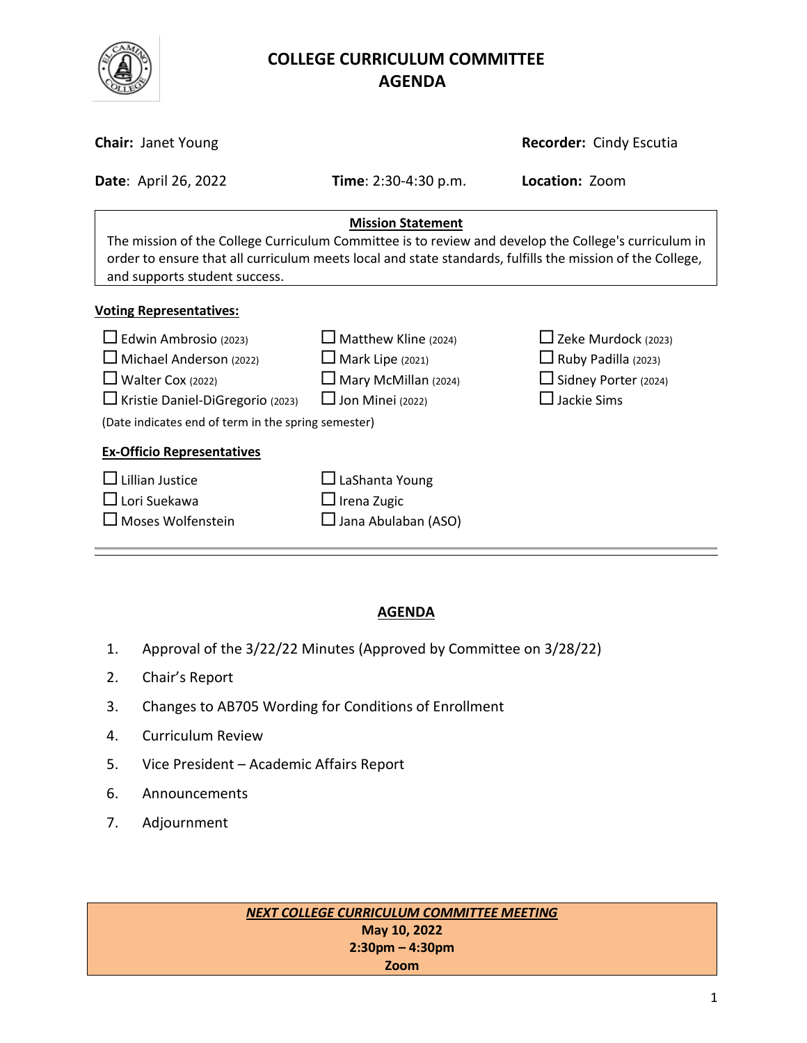# COLLEGE CURRICULUM COMMITTEE AGENDA

**Chair:** Janet Young **Recorder:** Cindy Escutia

**Date**: April 26, 2022 **Time**: 2:30-4:30 p.m. **Location:** Zoom

**Mission Statement**

The mission of the College Curriculum Committee is to review and develop the College's curriculum in order to ensure that all curriculum meets local and state standards, fulfills the mission of the College, and supports student success.

**Voting Representatives:**

- ☐ Edwin Ambrosio (2023)
- ☐ Michael Anderson (2022)
- ☐ Walter Cox (2022)
- ☐ Kristie Daniel-DiGregorio (2023)
- ☐ Matthew Kline (2024)
- ☐ Mark Lipe (2021)
- ☐ Mary McMillan (2024)
- ☐ Jon Minei (2022)
- ☐ Zeke Murdock (2023)
- ☐ Ruby Padilla (2023)
- ☐ Sidney Porter (2024)
- ☐ Jackie Sims

(Date indicates end of term in the spring semester)

**Ex-Officio Representatives**

- ☐ Lillian Justice
- ☐ Lori Suekawa
- ☐ Moses Wolfenstein
- ☐ LaShanta Young
- ☐ Irena Zugic
- ☐ Jana Abulaban (ASO)

---

## AGENDA

1. Approval of the 3/22/22 Minutes (Approved by Committee on 3/28/22)
2. Chair's Report
3. Changes to AB705 Wording for Conditions of Enrollment
4. Curriculum Review
5. Vice President – Academic Affairs Report
6. Announcements
7. Adjournment

***NEXT COLLEGE CURRICULUM COMMITTEE MEETING***
**May 10, 2022**
**2:30pm – 4:30pm**
**Zoom**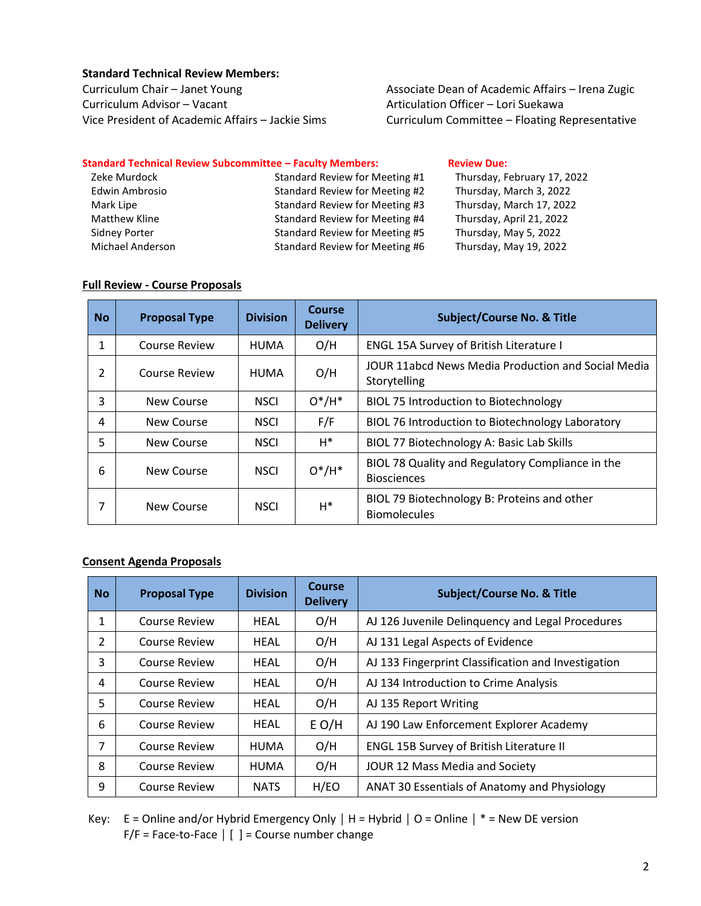**Standard Technical Review Members:**

Curriculum Chair – Janet Young
Curriculum Advisor – Vacant
Vice President of Academic Affairs – Jackie Sims
Associate Dean of Academic Affairs – Irena Zugic
Articulation Officer – Lori Suekawa
Curriculum Committee – Floating Representative

| Standard Technical Review Subcommittee – Faculty Members: | | Review Due: |
|---|---|---|
| Zeke Murdock | Standard Review for Meeting #1 | Thursday, February 17, 2022 |
| Edwin Ambrosio | Standard Review for Meeting #2 | Thursday, March 3, 2022 |
| Mark Lipe | Standard Review for Meeting #3 | Thursday, March 17, 2022 |
| Matthew Kline | Standard Review for Meeting #4 | Thursday, April 21, 2022 |
| Sidney Porter | Standard Review for Meeting #5 | Thursday, May 5, 2022 |
| Michael Anderson | Standard Review for Meeting #6 | Thursday, May 19, 2022 |

**Full Review - Course Proposals**

| No | Proposal Type | Division | Course Delivery | Subject/Course No. & Title |
|---|---|---|---|---|
| 1 | Course Review | HUMA | O/H | ENGL 15A Survey of British Literature I |
| 2 | Course Review | HUMA | O/H | JOUR 11abcd News Media Production and Social Media Storytelling |
| 3 | New Course | NSCI | O*/H* | BIOL 75 Introduction to Biotechnology |
| 4 | New Course | NSCI | F/F | BIOL 76 Introduction to Biotechnology Laboratory |
| 5 | New Course | NSCI | H* | BIOL 77 Biotechnology A: Basic Lab Skills |
| 6 | New Course | NSCI | O*/H* | BIOL 78 Quality and Regulatory Compliance in the Biosciences |
| 7 | New Course | NSCI | H* | BIOL 79 Biotechnology B: Proteins and other Biomolecules |

**Consent Agenda Proposals**

| No | Proposal Type | Division | Course Delivery | Subject/Course No. & Title |
|---|---|---|---|---|
| 1 | Course Review | HEAL | O/H | AJ 126 Juvenile Delinquency and Legal Procedures |
| 2 | Course Review | HEAL | O/H | AJ 131 Legal Aspects of Evidence |
| 3 | Course Review | HEAL | O/H | AJ 133 Fingerprint Classification and Investigation |
| 4 | Course Review | HEAL | O/H | AJ 134 Introduction to Crime Analysis |
| 5 | Course Review | HEAL | O/H | AJ 135 Report Writing |
| 6 | Course Review | HEAL | E O/H | AJ 190 Law Enforcement Explorer Academy |
| 7 | Course Review | HUMA | O/H | ENGL 15B Survey of British Literature II |
| 8 | Course Review | HUMA | O/H | JOUR 12 Mass Media and Society |
| 9 | Course Review | NATS | H/EO | ANAT 30 Essentials of Anatomy and Physiology |

Key: E = Online and/or Hybrid Emergency Only | H = Hybrid | O = Online | * = New DE version
F/F = Face-to-Face | [ ] = Course number change